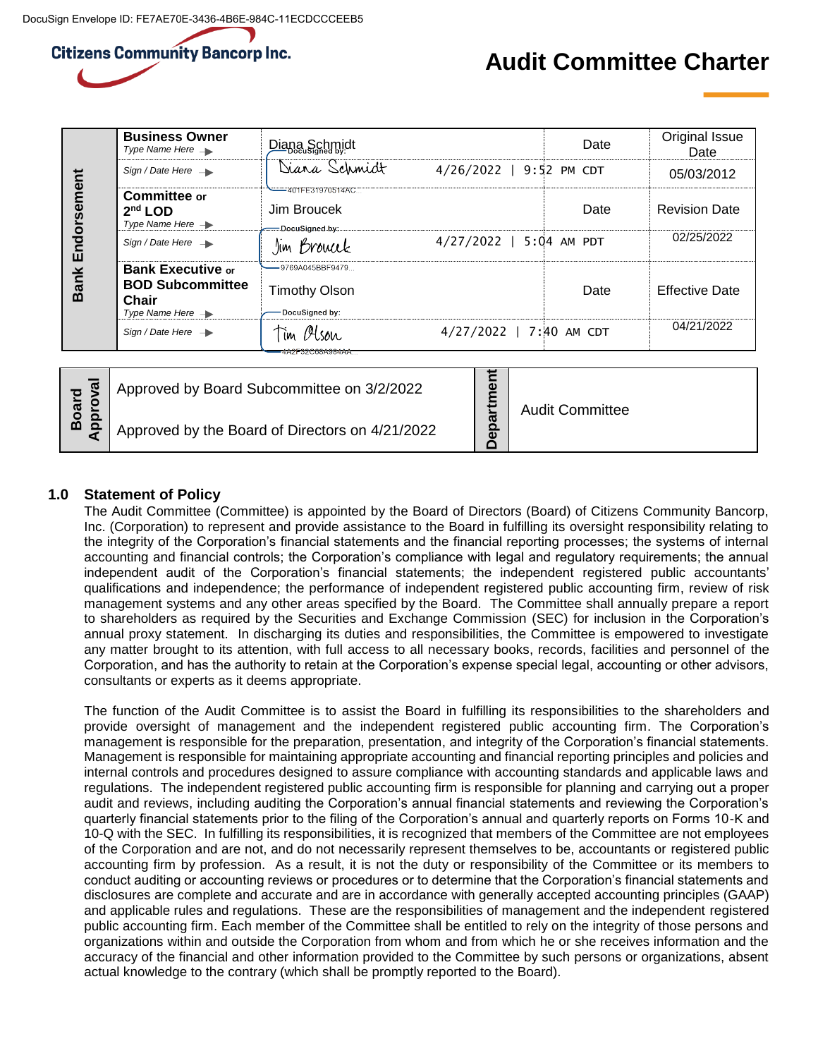DocuSign Envelope ID: FE7AE70E-3436-4B6E-984C-11ECDCCCEEB5

Citizens Community Bancorp Inc.

# Audit Committee Charter

| Bank Endorsement | | | | |
|---|---|---|---|---|
| | **Business Owner** *Type Name Here* | Diana Schmidt | Date | Original Issue Date |
| | *Sign / Date Here* | DocuSigned by: Diana Schmidt 401FE31970514AC | 4/26/2022 \| 9:52 PM CDT | 05/03/2012 |
| | **Committee** or **2nd LOD** *Type Name Here* | Jim Broucek | Date | Revision Date |
| | *Sign / Date Here* | DocuSigned by: Jim Broucek 9769A045BBF9479... | 4/27/2022 \| 5:04 AM PDT | 02/25/2022 |
| | **Bank Executive** or **BOD Subcommittee Chair** *Type Name Here* | Timothy Olson | Date | Effective Date |
| | *Sign / Date Here* | DocuSigned by: Tim Olson 4A2F32C06A884AA... | 4/27/2022 \| 7:40 AM CDT | 04/21/2022 |

| Board Approval | | Department | |
|---|---|---|---|
| | Approved by Board Subcommittee on 3/2/2022<br>Approved by the Board of Directors on 4/21/2022 | | Audit Committee |

## 1.0 Statement of Policy

The Audit Committee (Committee) is appointed by the Board of Directors (Board) of Citizens Community Bancorp, Inc. (Corporation) to represent and provide assistance to the Board in fulfilling its oversight responsibility relating to the integrity of the Corporation's financial statements and the financial reporting processes; the systems of internal accounting and financial controls; the Corporation's compliance with legal and regulatory requirements; the annual independent audit of the Corporation's financial statements; the independent registered public accountants' qualifications and independence; the performance of independent registered public accounting firm, review of risk management systems and any other areas specified by the Board. The Committee shall annually prepare a report to shareholders as required by the Securities and Exchange Commission (SEC) for inclusion in the Corporation's annual proxy statement. In discharging its duties and responsibilities, the Committee is empowered to investigate any matter brought to its attention, with full access to all necessary books, records, facilities and personnel of the Corporation, and has the authority to retain at the Corporation's expense special legal, accounting or other advisors, consultants or experts as it deems appropriate.

The function of the Audit Committee is to assist the Board in fulfilling its responsibilities to the shareholders and provide oversight of management and the independent registered public accounting firm. The Corporation's management is responsible for the preparation, presentation, and integrity of the Corporation's financial statements. Management is responsible for maintaining appropriate accounting and financial reporting principles and policies and internal controls and procedures designed to assure compliance with accounting standards and applicable laws and regulations. The independent registered public accounting firm is responsible for planning and carrying out a proper audit and reviews, including auditing the Corporation's annual financial statements and reviewing the Corporation's quarterly financial statements prior to the filing of the Corporation's annual and quarterly reports on Forms 10-K and 10-Q with the SEC. In fulfilling its responsibilities, it is recognized that members of the Committee are not employees of the Corporation and are not, and do not necessarily represent themselves to be, accountants or registered public accounting firm by profession. As a result, it is not the duty or responsibility of the Committee or its members to conduct auditing or accounting reviews or procedures or to determine that the Corporation's financial statements and disclosures are complete and accurate and are in accordance with generally accepted accounting principles (GAAP) and applicable rules and regulations. These are the responsibilities of management and the independent registered public accounting firm. Each member of the Committee shall be entitled to rely on the integrity of those persons and organizations within and outside the Corporation from whom and from which he or she receives information and the accuracy of the financial and other information provided to the Committee by such persons or organizations, absent actual knowledge to the contrary (which shall be promptly reported to the Board).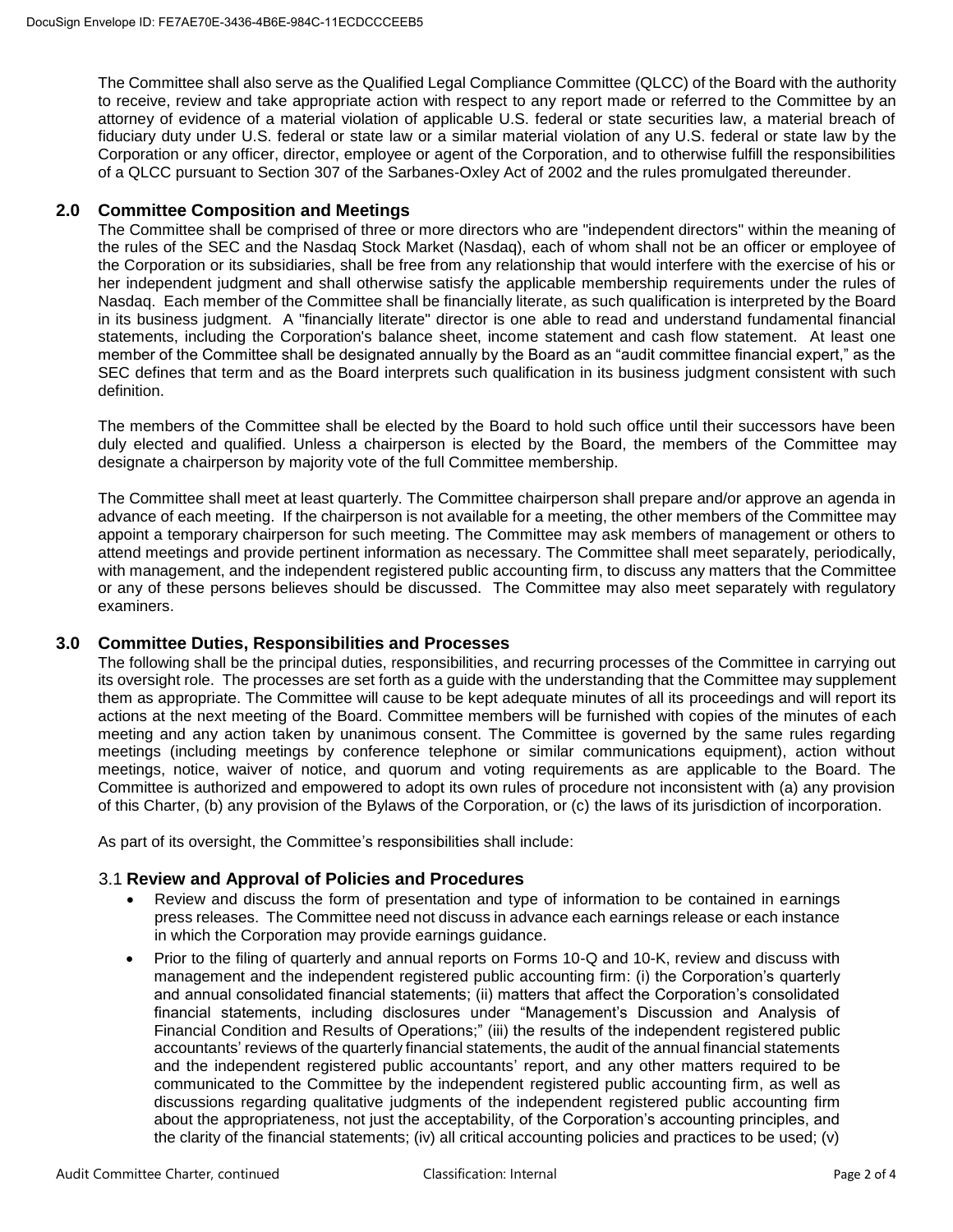The Committee shall also serve as the Qualified Legal Compliance Committee (QLCC) of the Board with the authority to receive, review and take appropriate action with respect to any report made or referred to the Committee by an attorney of evidence of a material violation of applicable U.S. federal or state securities law, a material breach of fiduciary duty under U.S. federal or state law or a similar material violation of any U.S. federal or state law by the Corporation or any officer, director, employee or agent of the Corporation, and to otherwise fulfill the responsibilities of a QLCC pursuant to Section 307 of the Sarbanes-Oxley Act of 2002 and the rules promulgated thereunder.

## 2.0 Committee Composition and Meetings

The Committee shall be comprised of three or more directors who are "independent directors" within the meaning of the rules of the SEC and the Nasdaq Stock Market (Nasdaq), each of whom shall not be an officer or employee of the Corporation or its subsidiaries, shall be free from any relationship that would interfere with the exercise of his or her independent judgment and shall otherwise satisfy the applicable membership requirements under the rules of Nasdaq. Each member of the Committee shall be financially literate, as such qualification is interpreted by the Board in its business judgment. A "financially literate" director is one able to read and understand fundamental financial statements, including the Corporation's balance sheet, income statement and cash flow statement. At least one member of the Committee shall be designated annually by the Board as an "audit committee financial expert," as the SEC defines that term and as the Board interprets such qualification in its business judgment consistent with such definition.

The members of the Committee shall be elected by the Board to hold such office until their successors have been duly elected and qualified. Unless a chairperson is elected by the Board, the members of the Committee may designate a chairperson by majority vote of the full Committee membership.

The Committee shall meet at least quarterly. The Committee chairperson shall prepare and/or approve an agenda in advance of each meeting. If the chairperson is not available for a meeting, the other members of the Committee may appoint a temporary chairperson for such meeting. The Committee may ask members of management or others to attend meetings and provide pertinent information as necessary. The Committee shall meet separately, periodically, with management, and the independent registered public accounting firm, to discuss any matters that the Committee or any of these persons believes should be discussed. The Committee may also meet separately with regulatory examiners.

## 3.0 Committee Duties, Responsibilities and Processes

The following shall be the principal duties, responsibilities, and recurring processes of the Committee in carrying out its oversight role. The processes are set forth as a guide with the understanding that the Committee may supplement them as appropriate. The Committee will cause to be kept adequate minutes of all its proceedings and will report its actions at the next meeting of the Board. Committee members will be furnished with copies of the minutes of each meeting and any action taken by unanimous consent. The Committee is governed by the same rules regarding meetings (including meetings by conference telephone or similar communications equipment), action without meetings, notice, waiver of notice, and quorum and voting requirements as are applicable to the Board. The Committee is authorized and empowered to adopt its own rules of procedure not inconsistent with (a) any provision of this Charter, (b) any provision of the Bylaws of the Corporation, or (c) the laws of its jurisdiction of incorporation.

As part of its oversight, the Committee's responsibilities shall include:

### 3.1 Review and Approval of Policies and Procedures

- Review and discuss the form of presentation and type of information to be contained in earnings press releases. The Committee need not discuss in advance each earnings release or each instance in which the Corporation may provide earnings guidance.
- Prior to the filing of quarterly and annual reports on Forms 10-Q and 10-K, review and discuss with management and the independent registered public accounting firm: (i) the Corporation's quarterly and annual consolidated financial statements; (ii) matters that affect the Corporation's consolidated financial statements, including disclosures under "Management's Discussion and Analysis of Financial Condition and Results of Operations;" (iii) the results of the independent registered public accountants' reviews of the quarterly financial statements, the audit of the annual financial statements and the independent registered public accountants' report, and any other matters required to be communicated to the Committee by the independent registered public accounting firm, as well as discussions regarding qualitative judgments of the independent registered public accounting firm about the appropriateness, not just the acceptability, of the Corporation's accounting principles, and the clarity of the financial statements; (iv) all critical accounting policies and practices to be used; (v)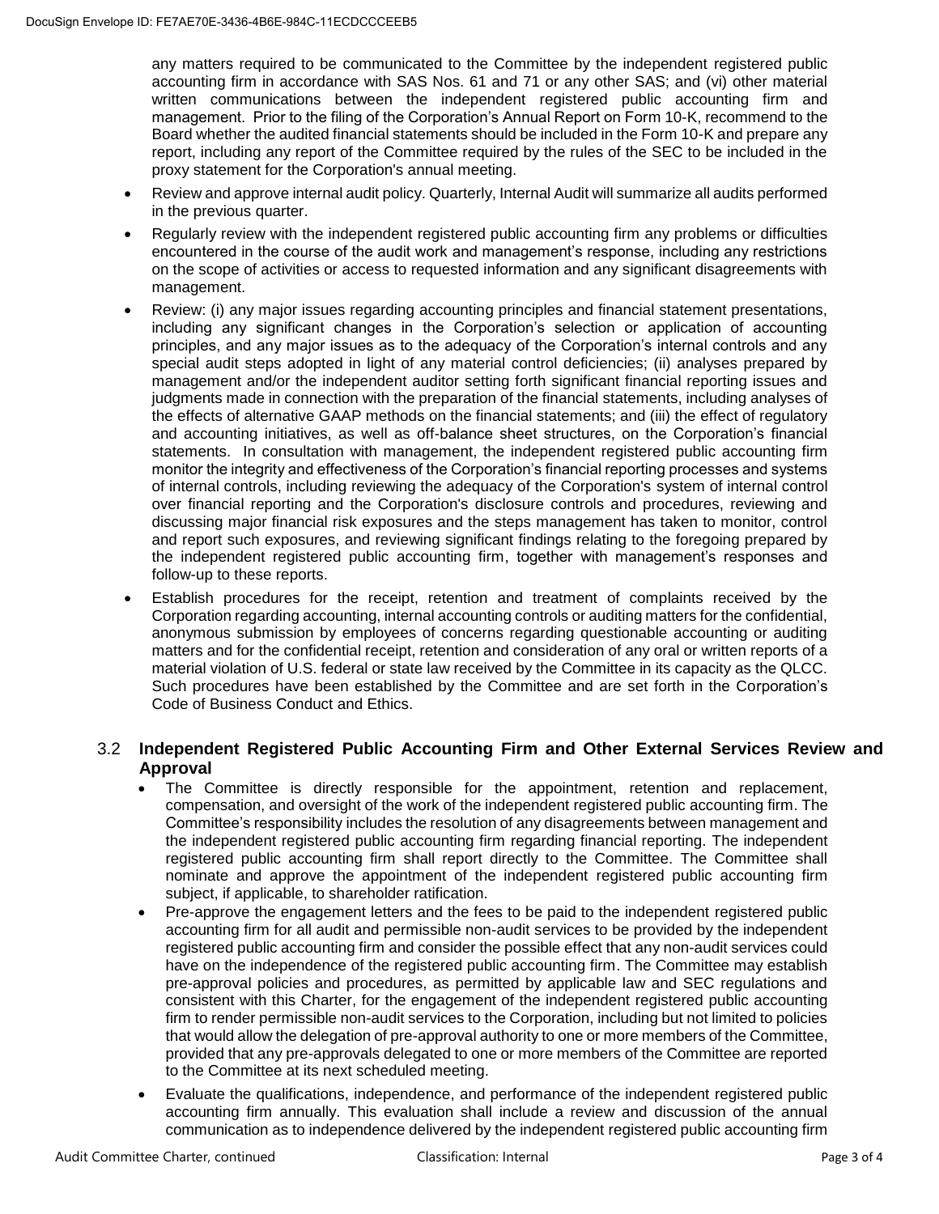any matters required to be communicated to the Committee by the independent registered public accounting firm in accordance with SAS Nos. 61 and 71 or any other SAS; and (vi) other material written communications between the independent registered public accounting firm and management. Prior to the filing of the Corporation's Annual Report on Form 10-K, recommend to the Board whether the audited financial statements should be included in the Form 10-K and prepare any report, including any report of the Committee required by the rules of the SEC to be included in the proxy statement for the Corporation's annual meeting.

- Review and approve internal audit policy. Quarterly, Internal Audit will summarize all audits performed in the previous quarter.
- Regularly review with the independent registered public accounting firm any problems or difficulties encountered in the course of the audit work and management's response, including any restrictions on the scope of activities or access to requested information and any significant disagreements with management.
- Review: (i) any major issues regarding accounting principles and financial statement presentations, including any significant changes in the Corporation's selection or application of accounting principles, and any major issues as to the adequacy of the Corporation's internal controls and any special audit steps adopted in light of any material control deficiencies; (ii) analyses prepared by management and/or the independent auditor setting forth significant financial reporting issues and judgments made in connection with the preparation of the financial statements, including analyses of the effects of alternative GAAP methods on the financial statements; and (iii) the effect of regulatory and accounting initiatives, as well as off-balance sheet structures, on the Corporation's financial statements. In consultation with management, the independent registered public accounting firm monitor the integrity and effectiveness of the Corporation's financial reporting processes and systems of internal controls, including reviewing the adequacy of the Corporation's system of internal control over financial reporting and the Corporation's disclosure controls and procedures, reviewing and discussing major financial risk exposures and the steps management has taken to monitor, control and report such exposures, and reviewing significant findings relating to the foregoing prepared by the independent registered public accounting firm, together with management's responses and follow-up to these reports.
- Establish procedures for the receipt, retention and treatment of complaints received by the Corporation regarding accounting, internal accounting controls or auditing matters for the confidential, anonymous submission by employees of concerns regarding questionable accounting or auditing matters and for the confidential receipt, retention and consideration of any oral or written reports of a material violation of U.S. federal or state law received by the Committee in its capacity as the QLCC. Such procedures have been established by the Committee and are set forth in the Corporation's Code of Business Conduct and Ethics.

### 3.2 Independent Registered Public Accounting Firm and Other External Services Review and Approval

- The Committee is directly responsible for the appointment, retention and replacement, compensation, and oversight of the work of the independent registered public accounting firm. The Committee's responsibility includes the resolution of any disagreements between management and the independent registered public accounting firm regarding financial reporting. The independent registered public accounting firm shall report directly to the Committee. The Committee shall nominate and approve the appointment of the independent registered public accounting firm subject, if applicable, to shareholder ratification.
- Pre-approve the engagement letters and the fees to be paid to the independent registered public accounting firm for all audit and permissible non-audit services to be provided by the independent registered public accounting firm and consider the possible effect that any non-audit services could have on the independence of the registered public accounting firm. The Committee may establish pre-approval policies and procedures, as permitted by applicable law and SEC regulations and consistent with this Charter, for the engagement of the independent registered public accounting firm to render permissible non-audit services to the Corporation, including but not limited to policies that would allow the delegation of pre-approval authority to one or more members of the Committee, provided that any pre-approvals delegated to one or more members of the Committee are reported to the Committee at its next scheduled meeting.
- Evaluate the qualifications, independence, and performance of the independent registered public accounting firm annually. This evaluation shall include a review and discussion of the annual communication as to independence delivered by the independent registered public accounting firm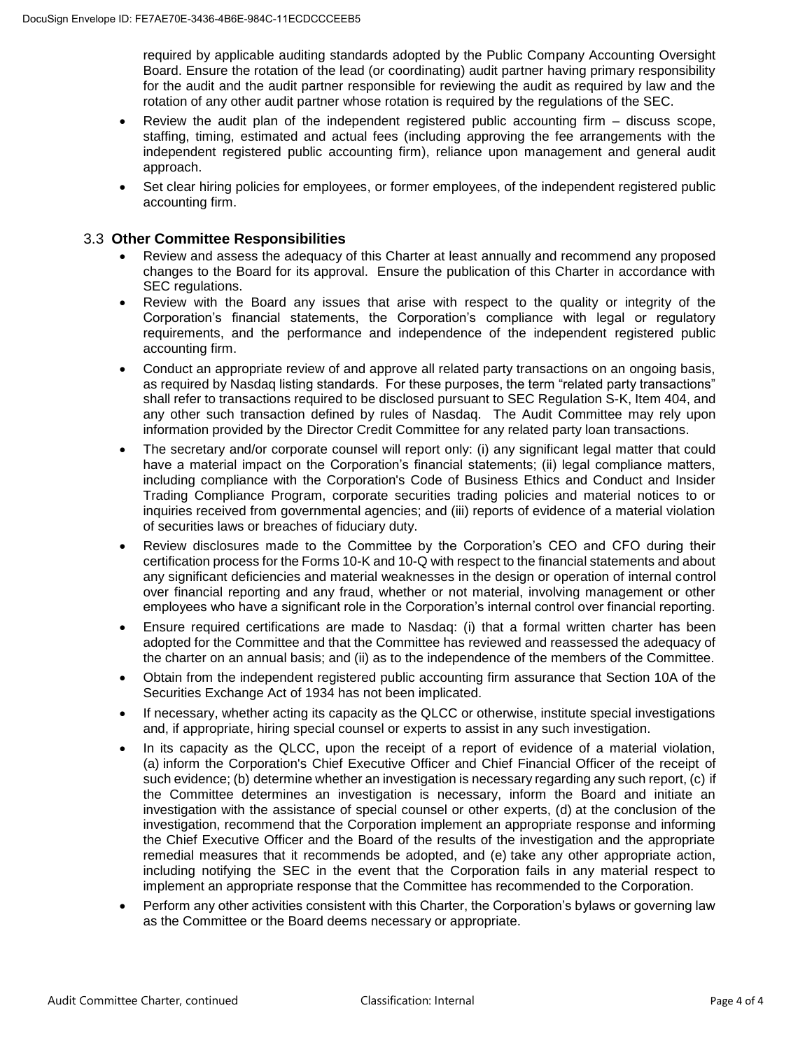required by applicable auditing standards adopted by the Public Company Accounting Oversight Board. Ensure the rotation of the lead (or coordinating) audit partner having primary responsibility for the audit and the audit partner responsible for reviewing the audit as required by law and the rotation of any other audit partner whose rotation is required by the regulations of the SEC.

- Review the audit plan of the independent registered public accounting firm – discuss scope, staffing, timing, estimated and actual fees (including approving the fee arrangements with the independent registered public accounting firm), reliance upon management and general audit approach.
- Set clear hiring policies for employees, or former employees, of the independent registered public accounting firm.

### 3.3 Other Committee Responsibilities

- Review and assess the adequacy of this Charter at least annually and recommend any proposed changes to the Board for its approval. Ensure the publication of this Charter in accordance with SEC regulations.
- Review with the Board any issues that arise with respect to the quality or integrity of the Corporation's financial statements, the Corporation's compliance with legal or regulatory requirements, and the performance and independence of the independent registered public accounting firm.
- Conduct an appropriate review of and approve all related party transactions on an ongoing basis, as required by Nasdaq listing standards. For these purposes, the term "related party transactions" shall refer to transactions required to be disclosed pursuant to SEC Regulation S-K, Item 404, and any other such transaction defined by rules of Nasdaq. The Audit Committee may rely upon information provided by the Director Credit Committee for any related party loan transactions.
- The secretary and/or corporate counsel will report only: (i) any significant legal matter that could have a material impact on the Corporation's financial statements; (ii) legal compliance matters, including compliance with the Corporation's Code of Business Ethics and Conduct and Insider Trading Compliance Program, corporate securities trading policies and material notices to or inquiries received from governmental agencies; and (iii) reports of evidence of a material violation of securities laws or breaches of fiduciary duty.
- Review disclosures made to the Committee by the Corporation's CEO and CFO during their certification process for the Forms 10-K and 10-Q with respect to the financial statements and about any significant deficiencies and material weaknesses in the design or operation of internal control over financial reporting and any fraud, whether or not material, involving management or other employees who have a significant role in the Corporation's internal control over financial reporting.
- Ensure required certifications are made to Nasdaq: (i) that a formal written charter has been adopted for the Committee and that the Committee has reviewed and reassessed the adequacy of the charter on an annual basis; and (ii) as to the independence of the members of the Committee.
- Obtain from the independent registered public accounting firm assurance that Section 10A of the Securities Exchange Act of 1934 has not been implicated.
- If necessary, whether acting its capacity as the QLCC or otherwise, institute special investigations and, if appropriate, hiring special counsel or experts to assist in any such investigation.
- In its capacity as the QLCC, upon the receipt of a report of evidence of a material violation, (a) inform the Corporation's Chief Executive Officer and Chief Financial Officer of the receipt of such evidence; (b) determine whether an investigation is necessary regarding any such report, (c) if the Committee determines an investigation is necessary, inform the Board and initiate an investigation with the assistance of special counsel or other experts, (d) at the conclusion of the investigation, recommend that the Corporation implement an appropriate response and informing the Chief Executive Officer and the Board of the results of the investigation and the appropriate remedial measures that it recommends be adopted, and (e) take any other appropriate action, including notifying the SEC in the event that the Corporation fails in any material respect to implement an appropriate response that the Committee has recommended to the Corporation.
- Perform any other activities consistent with this Charter, the Corporation's bylaws or governing law as the Committee or the Board deems necessary or appropriate.